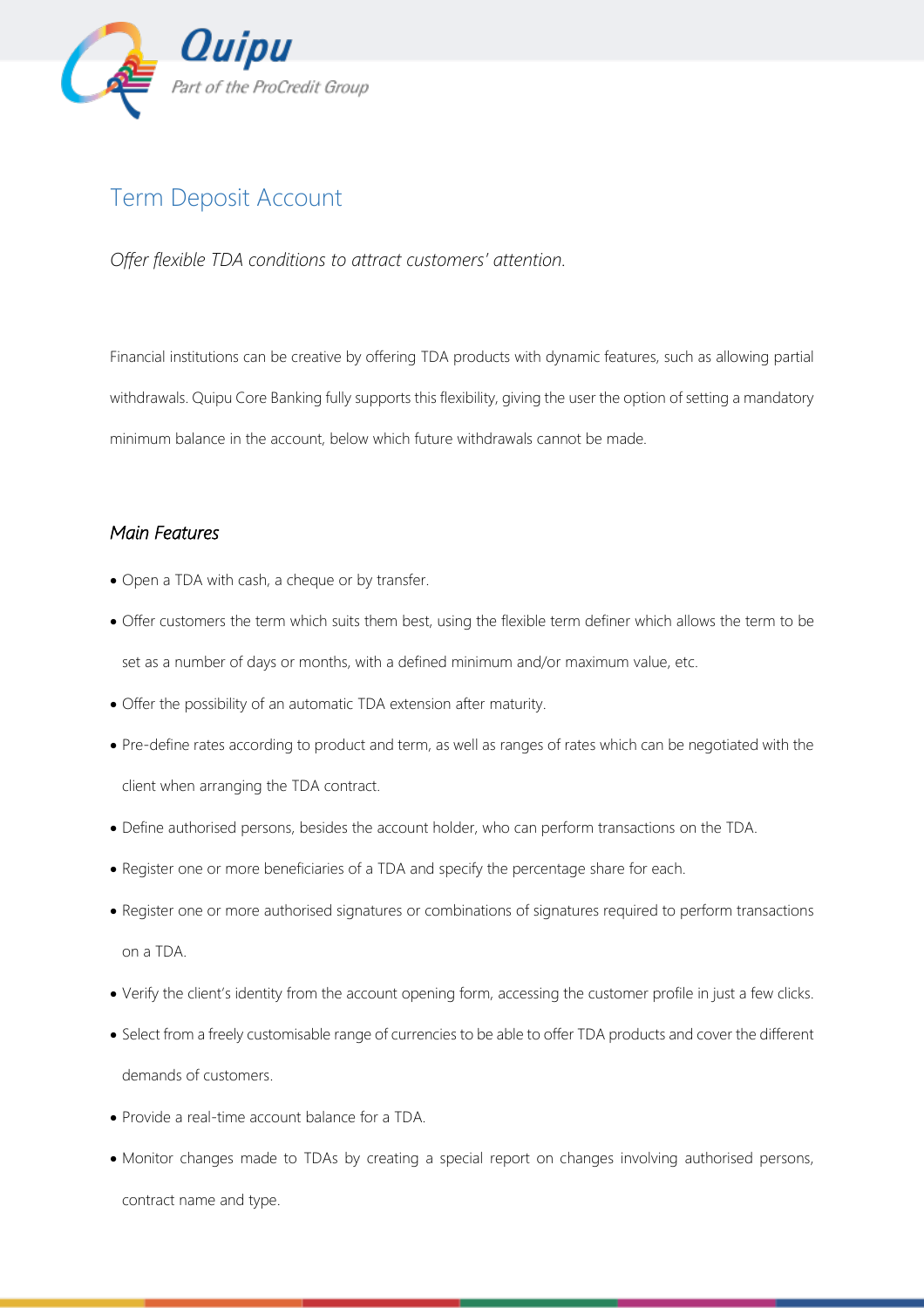# Term Deposit Account

*Offer flexible TDA conditions to attract customers' attention.*

Financial institutions can be creative by offering TDA products with dynamic features, such as allowing partial withdrawals. Quipu Core Banking fully supports this flexibility, giving the user the option of setting a mandatory minimum balance in the account, below which future withdrawals cannot be made.

## *Main Features*

- Open a TDA with cash, a cheque or by transfer.
- Offer customers the term which suits them best, using the flexible term definer which allows the term to be set as a number of days or months, with a defined minimum and/or maximum value, etc.
- Offer the possibility of an automatic TDA extension after maturity.
- Pre-define rates according to product and term, as well as ranges of rates which can be negotiated with the client when arranging the TDA contract.
- Define authorised persons, besides the account holder, who can perform transactions on the TDA.
- Register one or more beneficiaries of a TDA and specify the percentage share for each.
- Register one or more authorised signatures or combinations of signatures required to perform transactions on a TDA.
- Verify the client's identity from the account opening form, accessing the customer profile in just a few clicks.
- Select from a freely customisable range of currencies to be able to offer TDA products and cover the different demands of customers.
- Provide a real-time account balance for a TDA.
- Monitor changes made to TDAs by creating a special report on changes involving authorised persons, contract name and type.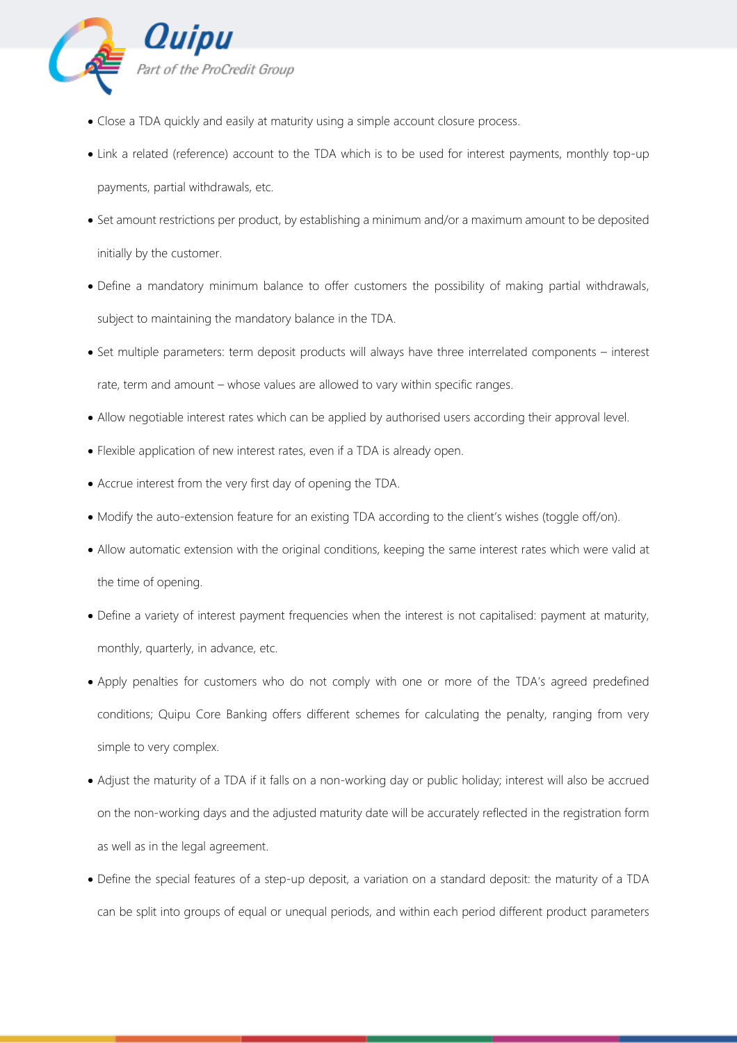- Close a TDA quickly and easily at maturity using a simple account closure process.
- Link a related (reference) account to the TDA which is to be used for interest payments, monthly top-up payments, partial withdrawals, etc.
- Set amount restrictions per product, by establishing a minimum and/or a maximum amount to be deposited initially by the customer.
- Define a mandatory minimum balance to offer customers the possibility of making partial withdrawals, subject to maintaining the mandatory balance in the TDA.
- Set multiple parameters: term deposit products will always have three interrelated components – interest rate, term and amount – whose values are allowed to vary within specific ranges.
- Allow negotiable interest rates which can be applied by authorised users according their approval level.
- Flexible application of new interest rates, even if a TDA is already open.
- Accrue interest from the very first day of opening the TDA.
- Modify the auto-extension feature for an existing TDA according to the client's wishes (toggle off/on).
- Allow automatic extension with the original conditions, keeping the same interest rates which were valid at the time of opening.
- Define a variety of interest payment frequencies when the interest is not capitalised: payment at maturity, monthly, quarterly, in advance, etc.
- Apply penalties for customers who do not comply with one or more of the TDA's agreed predefined conditions; Quipu Core Banking offers different schemes for calculating the penalty, ranging from very simple to very complex.
- Adjust the maturity of a TDA if it falls on a non-working day or public holiday; interest will also be accrued on the non-working days and the adjusted maturity date will be accurately reflected in the registration form as well as in the legal agreement.
- Define the special features of a step-up deposit, a variation on a standard deposit: the maturity of a TDA can be split into groups of equal or unequal periods, and within each period different product parameters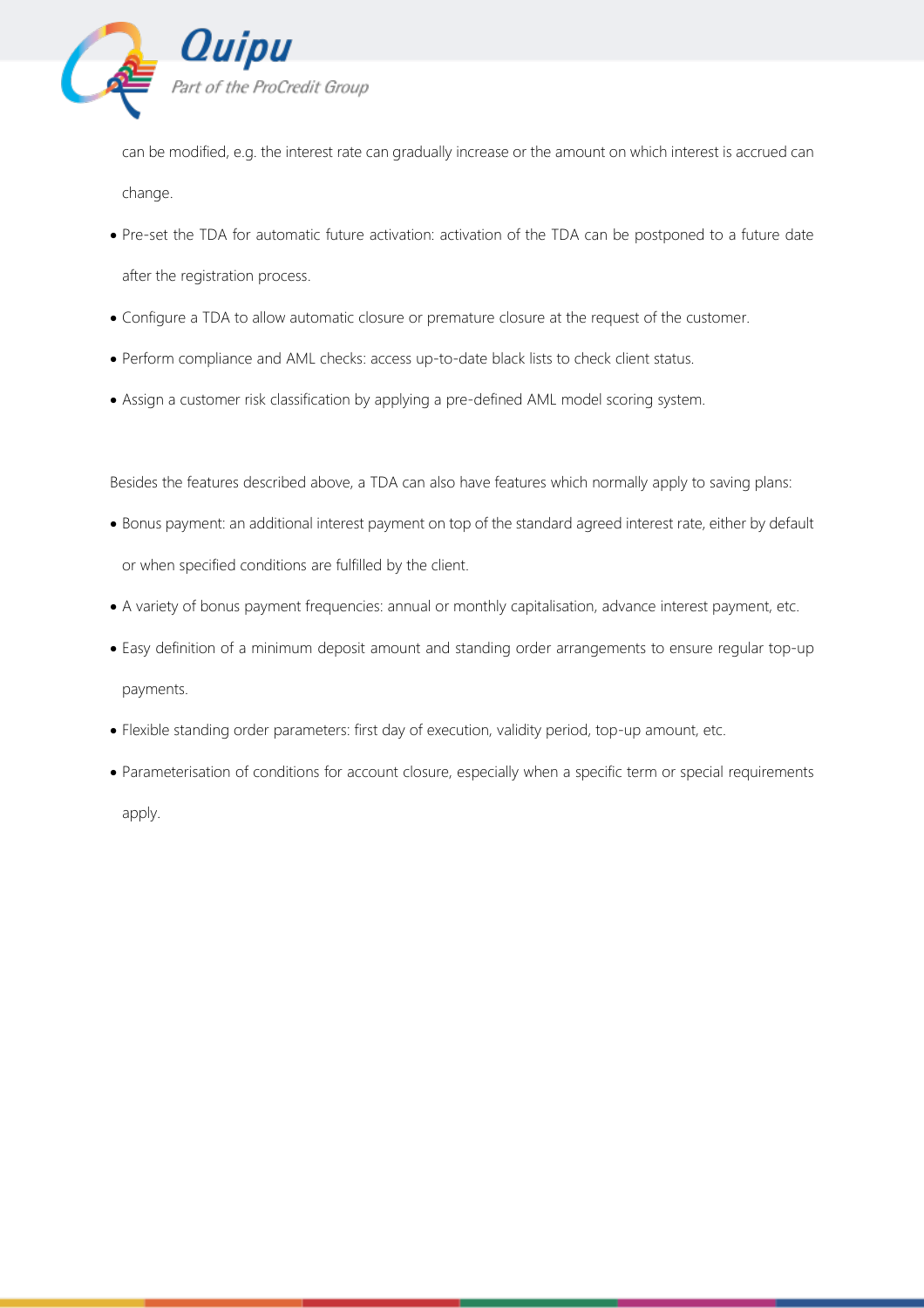can be modified, e.g. the interest rate can gradually increase or the amount on which interest is accrued can change.

- Pre-set the TDA for automatic future activation: activation of the TDA can be postponed to a future date after the registration process.
- Configure a TDA to allow automatic closure or premature closure at the request of the customer.
- Perform compliance and AML checks: access up-to-date black lists to check client status.
- Assign a customer risk classification by applying a pre-defined AML model scoring system.

Besides the features described above, a TDA can also have features which normally apply to saving plans:

- Bonus payment: an additional interest payment on top of the standard agreed interest rate, either by default or when specified conditions are fulfilled by the client.
- A variety of bonus payment frequencies: annual or monthly capitalisation, advance interest payment, etc.
- Easy definition of a minimum deposit amount and standing order arrangements to ensure regular top-up payments.
- Flexible standing order parameters: first day of execution, validity period, top-up amount, etc.
- Parameterisation of conditions for account closure, especially when a specific term or special requirements apply.